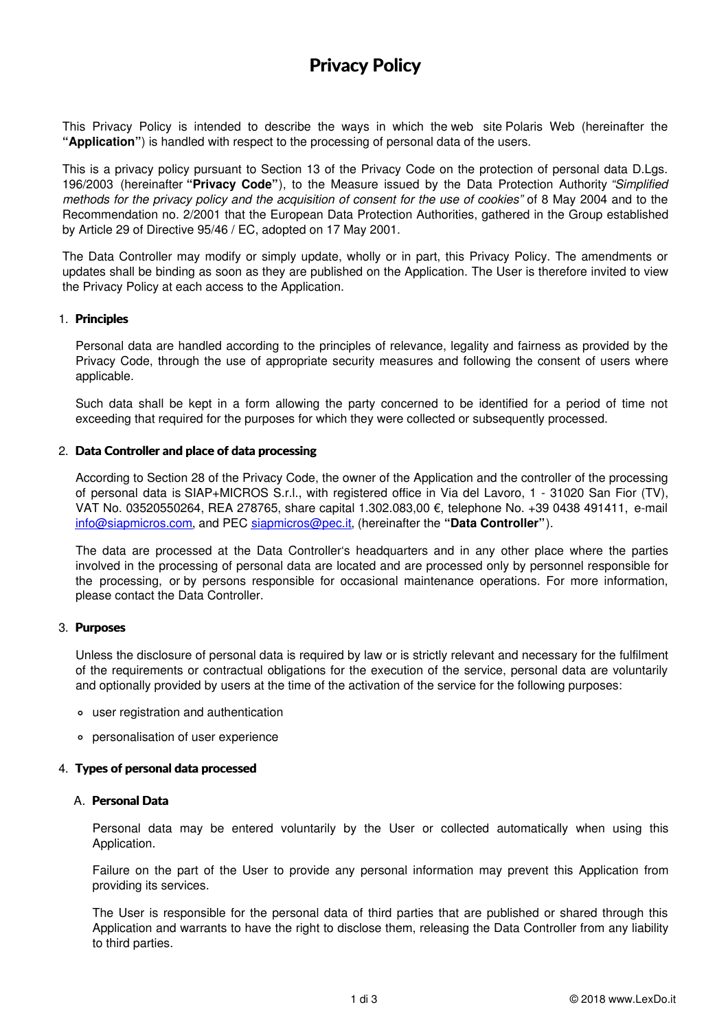# Privacy Policy

This Privacy Policy is intended to describe the ways in which the web site Polaris Web (hereinafter the **"Application"**) is handled with respect to the processing of personal data of the users.

This is a privacy policy pursuant to Section 13 of the Privacy Code on the protection of personal data D.Lgs. 196/2003 (hereinafter **"Privacy Code"**), to the Measure issued by the Data Protection Authority *"Simplified methods for the privacy policy and the acquisition of consent for the use of cookies"* of 8 May 2004 and to the Recommendation no. 2/2001 that the European Data Protection Authorities, gathered in the Group established by Article 29 of Directive 95/46 / EC, adopted on 17 May 2001.

The Data Controller may modify or simply update, wholly or in part, this Privacy Policy. The amendments or updates shall be binding as soon as they are published on the Application. The User is therefore invited to view the Privacy Policy at each access to the Application.

## 1. Principles

Personal data are handled according to the principles of relevance, legality and fairness as provided by the Privacy Code, through the use of appropriate security measures and following the consent of users where applicable.

Such data shall be kept in a form allowing the party concerned to be identified for a period of time not exceeding that required for the purposes for which they were collected or subsequently processed.

## 2. Data Controller and place of data processing

According to Section 28 of the Privacy Code, the owner of the Application and the controller of the processing of personal data is SIAP+MICROS S.r.l., with registered office in Via del Lavoro, 1 - 31020 San Fior (TV), VAT No. 03520550264, REA 278765, share capital 1.302.083,00 €, telephone No. +39 0438 491411, e-mail info@siapmicros.com, and PEC siapmicros@pec.it, (hereinafter the **"Data Controller"**).

The data are processed at the Data Controller's headquarters and in any other place where the parties involved in the processing of personal data are located and are processed only by personnel responsible for the processing, or by persons responsible for occasional maintenance operations. For more information, please contact the Data Controller.

## 3. Purposes

Unless the disclosure of personal data is required by law or is strictly relevant and necessary for the fulfilment of the requirements or contractual obligations for the execution of the service, personal data are voluntarily and optionally provided by users at the time of the activation of the service for the following purposes:

- user registration and authentication
- personalisation of user experience

## 4. Types of personal data processed

### A. Personal Data

Personal data may be entered voluntarily by the User or collected automatically when using this Application.

Failure on the part of the User to provide any personal information may prevent this Application from providing its services.

The User is responsible for the personal data of third parties that are published or shared through this Application and warrants to have the right to disclose them, releasing the Data Controller from any liability to third parties.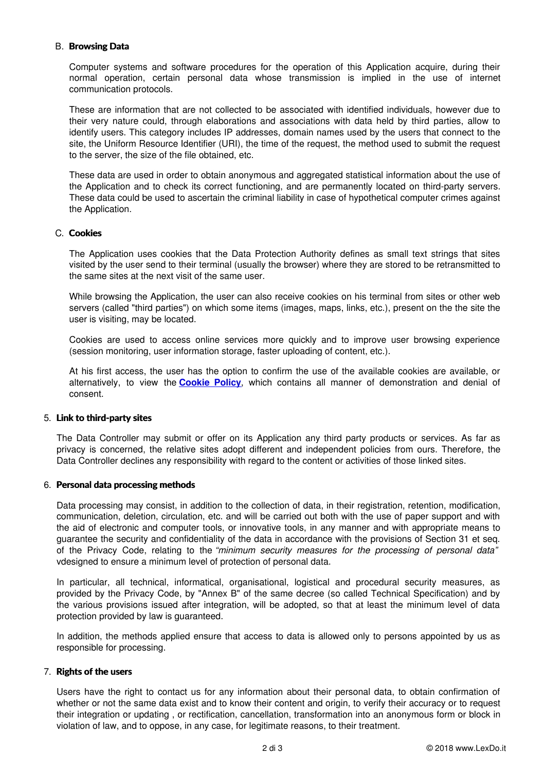B. **Browsing Data**

Computer systems and software procedures for the operation of this Application acquire, during their normal operation, certain personal data whose transmission is implied in the use of internet communication protocols.

These are information that are not collected to be associated with identified individuals, however due to their very nature could, through elaborations and associations with data held by third parties, allow to identify users. This category includes IP addresses, domain names used by the users that connect to the site, the Uniform Resource Identifier (URI), the time of the request, the method used to submit the request to the server, the size of the file obtained, etc.

These data are used in order to obtain anonymous and aggregated statistical information about the use of the Application and to check its correct functioning, and are permanently located on third-party servers. These data could be used to ascertain the criminal liability in case of hypothetical computer crimes against the Application.

C. **Cookies**

The Application uses cookies that the Data Protection Authority defines as small text strings that sites visited by the user send to their terminal (usually the browser) where they are stored to be retransmitted to the same sites at the next visit of the same user.

While browsing the Application, the user can also receive cookies on his terminal from sites or other web servers (called "third parties") on which some items (images, maps, links, etc.), present on the the site the user is visiting, may be located.

Cookies are used to access online services more quickly and to improve user browsing experience (session monitoring, user information storage, faster uploading of content, etc.).

At his first access, the user has the option to confirm the use of the available cookies are available, or alternatively, to view the **Cookie Policy**, which contains all manner of demonstration and denial of consent.

5. **Link to third-party sites**

The Data Controller may submit or offer on its Application any third party products or services. As far as privacy is concerned, the relative sites adopt different and independent policies from ours. Therefore, the Data Controller declines any responsibility with regard to the content or activities of those linked sites.

6. **Personal data processing methods**

Data processing may consist, in addition to the collection of data, in their registration, retention, modification, communication, deletion, circulation, etc. and will be carried out both with the use of paper support and with the aid of electronic and computer tools, or innovative tools, in any manner and with appropriate means to guarantee the security and confidentiality of the data in accordance with the provisions of Section 31 et seq. of the Privacy Code, relating to the *"minimum security measures for the processing of personal data"* vdesigned to ensure a minimum level of protection of personal data.

In particular, all technical, informatical, organisational, logistical and procedural security measures, as provided by the Privacy Code, by "Annex B" of the same decree (so called Technical Specification) and by the various provisions issued after integration, will be adopted, so that at least the minimum level of data protection provided by law is guaranteed.

In addition, the methods applied ensure that access to data is allowed only to persons appointed by us as responsible for processing.

7. **Rights of the users**

Users have the right to contact us for any information about their personal data, to obtain confirmation of whether or not the same data exist and to know their content and origin, to verify their accuracy or to request their integration or updating , or rectification, cancellation, transformation into an anonymous form or block in violation of law, and to oppose, in any case, for legitimate reasons, to their treatment.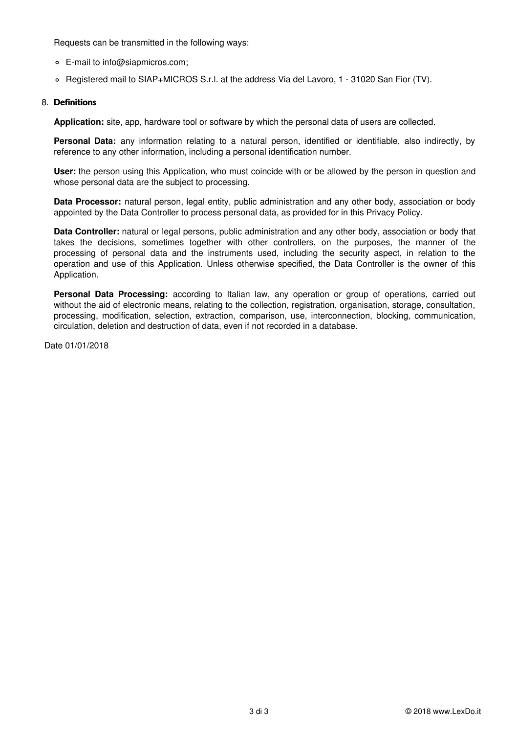Requests can be transmitted in the following ways:

- E-mail to info@siapmicros.com;
- Registered mail to SIAP+MICROS S.r.l. at the address Via del Lavoro, 1 - 31020 San Fior (TV).

## 8. Definitions

**Application:** site, app, hardware tool or software by which the personal data of users are collected.

**Personal Data:** any information relating to a natural person, identified or identifiable, also indirectly, by reference to any other information, including a personal identification number.

**User:** the person using this Application, who must coincide with or be allowed by the person in question and whose personal data are the subject to processing.

**Data Processor:** natural person, legal entity, public administration and any other body, association or body appointed by the Data Controller to process personal data, as provided for in this Privacy Policy.

**Data Controller:** natural or legal persons, public administration and any other body, association or body that takes the decisions, sometimes together with other controllers, on the purposes, the manner of the processing of personal data and the instruments used, including the security aspect, in relation to the operation and use of this Application. Unless otherwise specified, the Data Controller is the owner of this Application.

**Personal Data Processing:** according to Italian law, any operation or group of operations, carried out without the aid of electronic means, relating to the collection, registration, organisation, storage, consultation, processing, modification, selection, extraction, comparison, use, interconnection, blocking, communication, circulation, deletion and destruction of data, even if not recorded in a database.

Date 01/01/2018